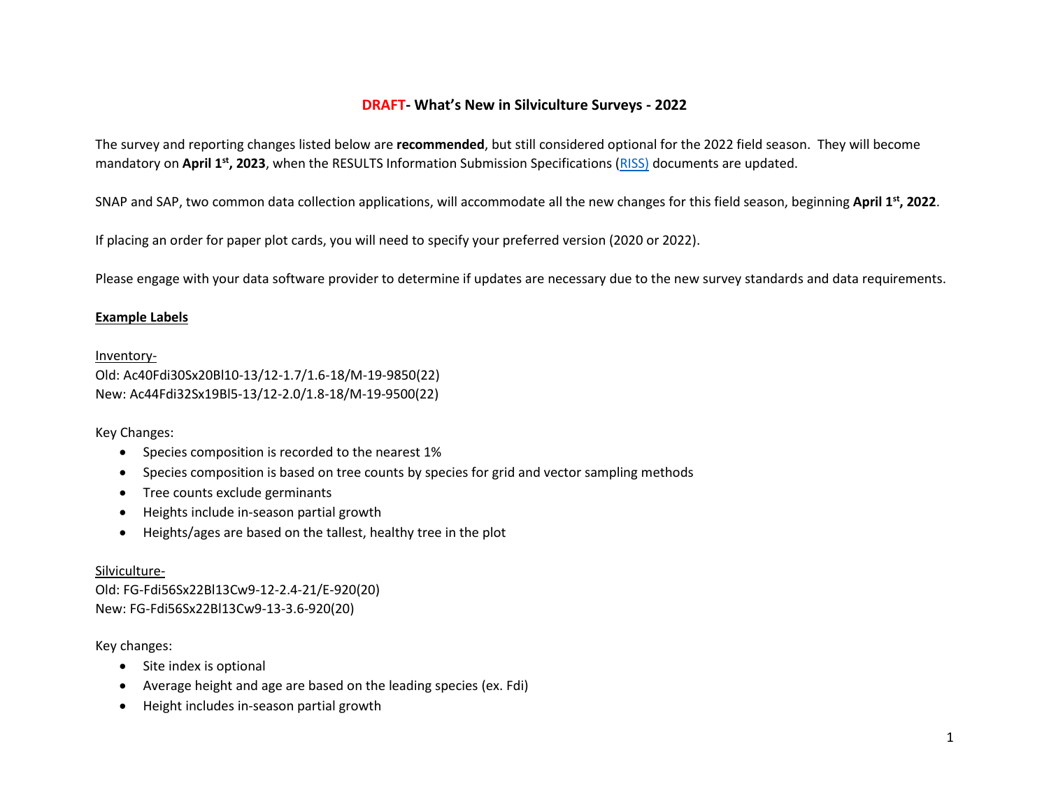# DRAFT- What's New in Silviculture Surveys - 2022

The survey and reporting changes listed below are **recommended**, but still considered optional for the 2022 field season. They will become mandatory on **April 1st, 2023**, when the RESULTS Information Submission Specifications (RISS) documents are updated.

SNAP and SAP, two common data collection applications, will accommodate all the new changes for this field season, beginning **April 1st, 2022**.

If placing an order for paper plot cards, you will need to specify your preferred version (2020 or 2022).

Please engage with your data software provider to determine if updates are necessary due to the new survey standards and data requirements.

## Example Labels

Inventory-
Old: Ac40Fdi30Sx20Bl10-13/12-1.7/1.6-18/M-19-9850(22)
New: Ac44Fdi32Sx19Bl5-13/12-2.0/1.8-18/M-19-9500(22)

Key Changes:

- Species composition is recorded to the nearest 1%
- Species composition is based on tree counts by species for grid and vector sampling methods
- Tree counts exclude germinants
- Heights include in-season partial growth
- Heights/ages are based on the tallest, healthy tree in the plot

Silviculture-
Old: FG-Fdi56Sx22Bl13Cw9-12-2.4-21/E-920(20)
New: FG-Fdi56Sx22Bl13Cw9-13-3.6-920(20)

Key changes:

- Site index is optional
- Average height and age are based on the leading species (ex. Fdi)
- Height includes in-season partial growth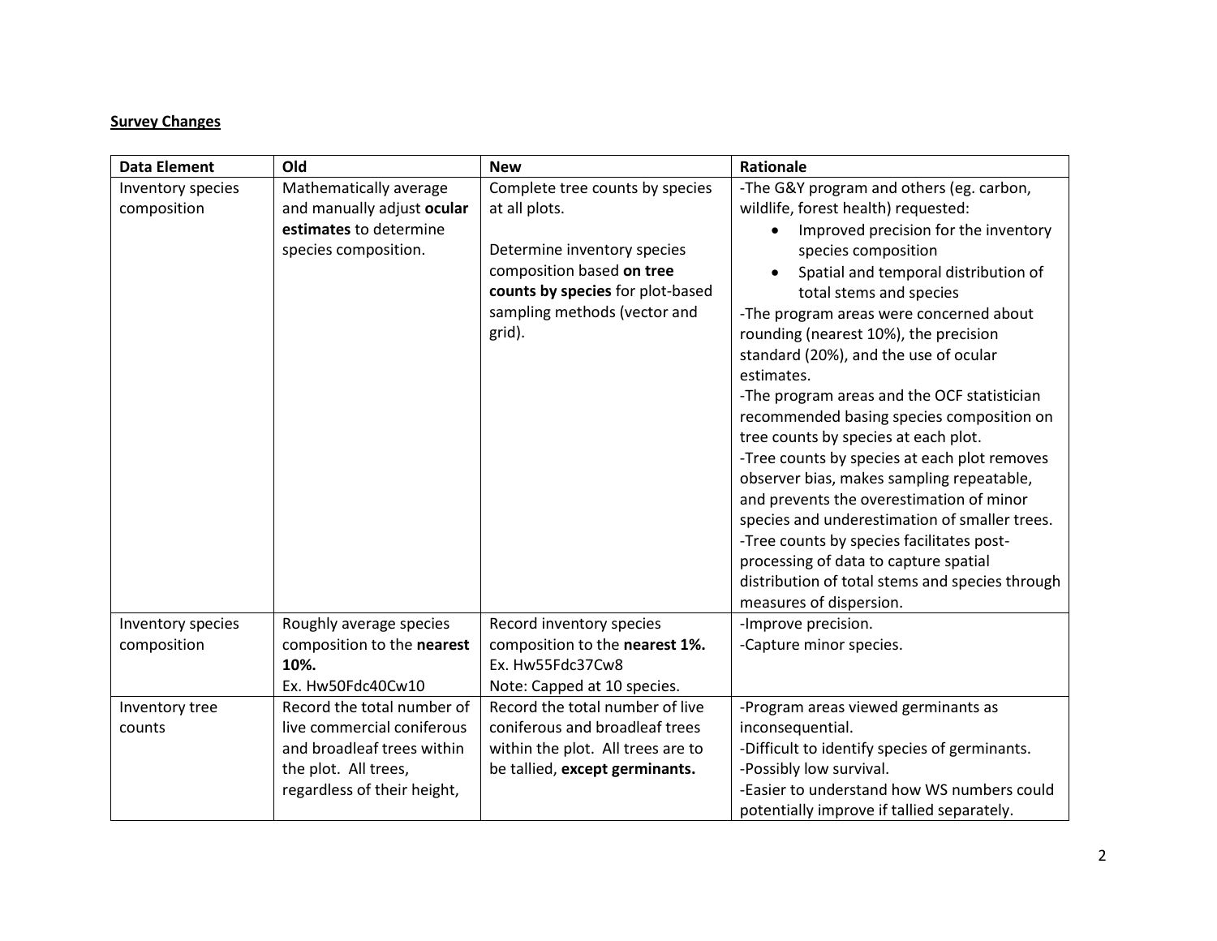**Survey Changes**

| Data Element | Old | New | Rationale |
|---|---|---|---|
| Inventory species composition | Mathematically average and manually adjust **ocular estimates** to determine species composition. | Complete tree counts by species at all plots.<br><br>Determine inventory species composition based **on tree counts by species** for plot-based sampling methods (vector and grid). | -The G&Y program and others (eg. carbon, wildlife, forest health) requested:<br>• Improved precision for the inventory species composition<br>• Spatial and temporal distribution of total stems and species<br>-The program areas were concerned about rounding (nearest 10%), the precision standard (20%), and the use of ocular estimates.<br>-The program areas and the OCF statistician recommended basing species composition on tree counts by species at each plot.<br>-Tree counts by species at each plot removes observer bias, makes sampling repeatable, and prevents the overestimation of minor species and underestimation of smaller trees.<br>-Tree counts by species facilitates post-processing of data to capture spatial distribution of total stems and species through measures of dispersion. |
| Inventory species composition | Roughly average species composition to the **nearest 10%.**<br>Ex. Hw50Fdc40Cw10 | Record inventory species composition to the **nearest 1%.**<br>Ex. Hw55Fdc37Cw8<br>Note: Capped at 10 species. | -Improve precision.<br>-Capture minor species. |
| Inventory tree counts | Record the total number of live commercial coniferous and broadleaf trees within the plot. All trees, regardless of their height, | Record the total number of live coniferous and broadleaf trees within the plot. All trees are to be tallied, **except germinants.** | -Program areas viewed germinants as inconsequential.<br>-Difficult to identify species of germinants.<br>-Possibly low survival.<br>-Easier to understand how WS numbers could potentially improve if tallied separately. |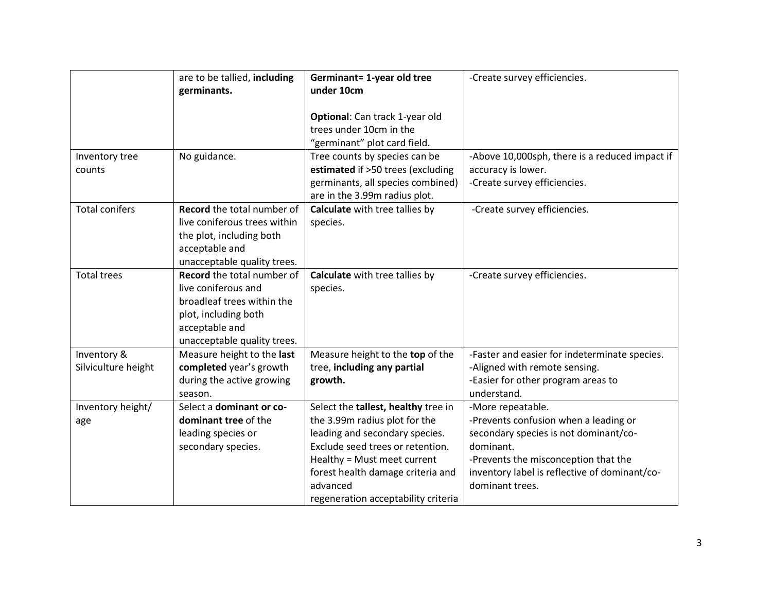| | | | |
|---|---|---|---|
| | are to be tallied, **including germinants.** | **Germinant= 1-year old tree under 10cm**<br><br>**Optional**: Can track 1-year old trees under 10cm in the “germinant” plot card field. | -Create survey efficiencies. |
| Inventory tree counts | No guidance. | Tree counts by species can be **estimated** if >50 trees (excluding germinants, all species combined) are in the 3.99m radius plot. | -Above 10,000sph, there is a reduced impact if accuracy is lower.<br>-Create survey efficiencies. |
| Total conifers | **Record** the total number of live coniferous trees within the plot, including both acceptable and unacceptable quality trees. | **Calculate** with tree tallies by species. | -Create survey efficiencies. |
| Total trees | **Record** the total number of live coniferous and broadleaf trees within the plot, including both acceptable and unacceptable quality trees. | **Calculate** with tree tallies by species. | -Create survey efficiencies. |
| Inventory & Silviculture height | Measure height to the **last completed** year’s growth during the active growing season. | Measure height to the **top** of the tree, **including any partial growth.** | -Faster and easier for indeterminate species.<br>-Aligned with remote sensing.<br>-Easier for other program areas to understand. |
| Inventory height/ age | Select a **dominant or co-dominant tree** of the leading species or secondary species. | Select the **tallest, healthy** tree in the 3.99m radius plot for the leading and secondary species. Exclude seed trees or retention. Healthy = Must meet current forest health damage criteria and advanced regeneration acceptability criteria | -More repeatable.<br>-Prevents confusion when a leading or secondary species is not dominant/co-dominant.<br>-Prevents the misconception that the inventory label is reflective of dominant/co-dominant trees. |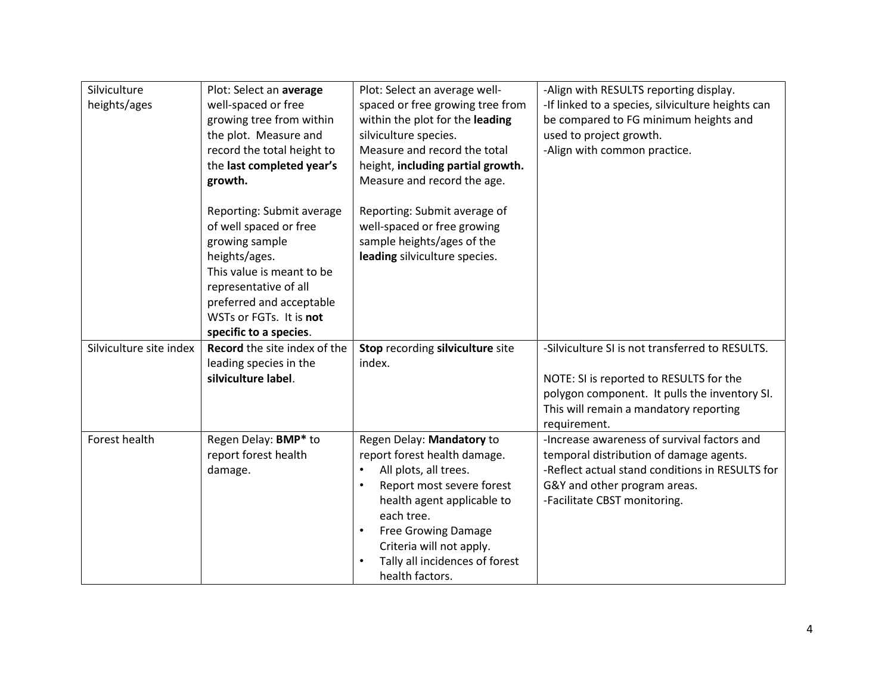| Silviculture heights/ages | Plot: Select an **average** well-spaced or free growing tree from within the plot. Measure and record the total height to the **last completed year's growth.**<br><br>Reporting: Submit average of well spaced or free growing sample heights/ages.<br>This value is meant to be representative of all preferred and acceptable WSTs or FGTs. It is **not specific to a species**. | Plot: Select an average well-spaced or free growing tree from within the plot for the **leading** silviculture species.<br>Measure and record the total height, **including partial growth.**<br>Measure and record the age.<br><br>Reporting: Submit average of well-spaced or free growing sample heights/ages of the **leading** silviculture species. | -Align with RESULTS reporting display.<br>-If linked to a species, silviculture heights can be compared to FG minimum heights and used to project growth.<br>-Align with common practice. |
|---|---|---|---|
| Silviculture site index | **Record** the site index of the leading species in the **silviculture label**. | **Stop** recording **silviculture** site index. | -Silviculture SI is not transferred to RESULTS.<br><br>NOTE: SI is reported to RESULTS for the polygon component. It pulls the inventory SI. This will remain a mandatory reporting requirement. |
| Forest health | Regen Delay: **BMP*** to report forest health damage. | Regen Delay: **Mandatory** to report forest health damage.<br>• All plots, all trees.<br>• Report most severe forest health agent applicable to each tree.<br>• Free Growing Damage Criteria will not apply.<br>• Tally all incidences of forest health factors. | -Increase awareness of survival factors and temporal distribution of damage agents.<br>-Reflect actual stand conditions in RESULTS for G&Y and other program areas.<br>-Facilitate CBST monitoring. |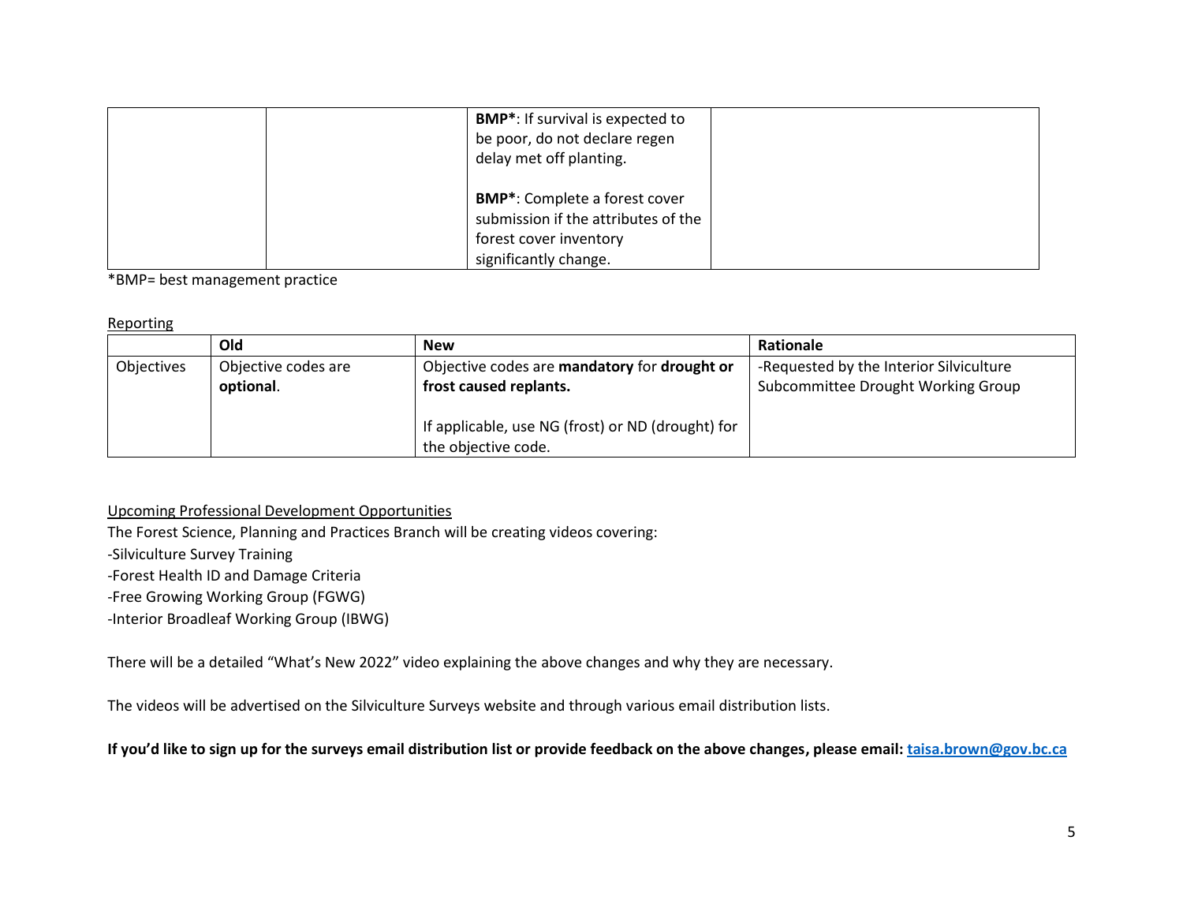| | | | |
|---|---|---|---|
| | | **BMP***: If survival is expected to be poor, do not declare regen delay met off planting.<br><br>**BMP***: Complete a forest cover submission if the attributes of the forest cover inventory significantly change. | |

*BMP= best management practice

Reporting

| | Old | New | Rationale |
|---|---|---|---|
| Objectives | Objective codes are **optional**. | Objective codes are **mandatory** for **drought or frost caused replants.**<br><br>If applicable, use NG (frost) or ND (drought) for the objective code. | -Requested by the Interior Silviculture Subcommittee Drought Working Group |

Upcoming Professional Development Opportunities

The Forest Science, Planning and Practices Branch will be creating videos covering:

-Silviculture Survey Training

-Forest Health ID and Damage Criteria

-Free Growing Working Group (FGWG)

-Interior Broadleaf Working Group (IBWG)

There will be a detailed "What's New 2022" video explaining the above changes and why they are necessary.

The videos will be advertised on the Silviculture Surveys website and through various email distribution lists.

**If you'd like to sign up for the surveys email distribution list or provide feedback on the above changes, please email: taisa.brown@gov.bc.ca**